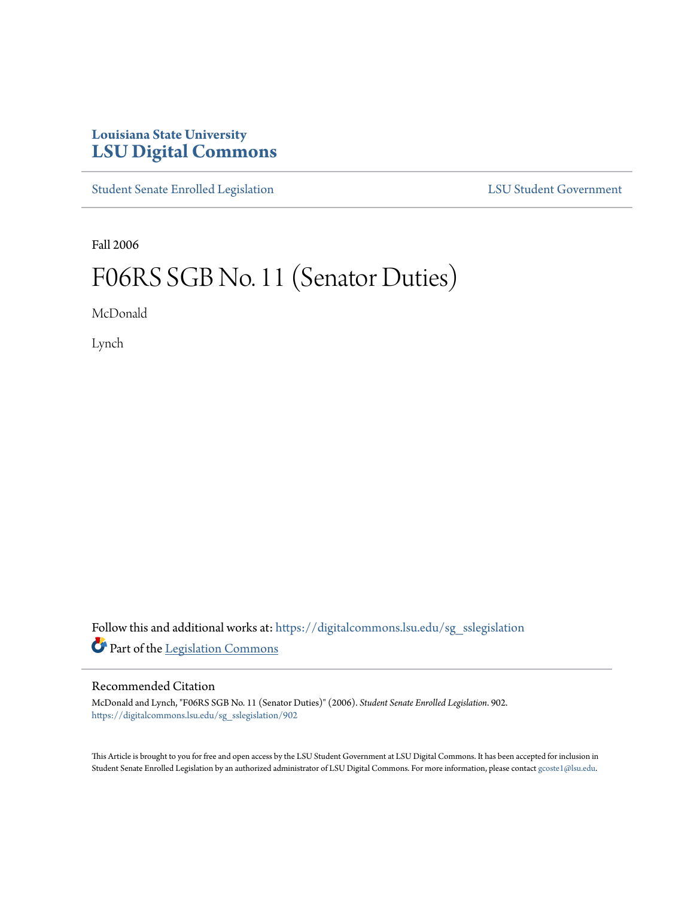Louisiana State University
# LSU Digital Commons

Student Senate Enrolled Legislation | LSU Student Government

Fall 2006

# F06RS SGB No. 11 (Senator Duties)

McDonald

Lynch

Follow this and additional works at: https://digitalcommons.lsu.edu/sg_sslegislation

Part of the Legislation Commons

## Recommended Citation

McDonald and Lynch, "F06RS SGB No. 11 (Senator Duties)" (2006). *Student Senate Enrolled Legislation*. 902.
https://digitalcommons.lsu.edu/sg_sslegislation/902

This Article is brought to you for free and open access by the LSU Student Government at LSU Digital Commons. It has been accepted for inclusion in Student Senate Enrolled Legislation by an authorized administrator of LSU Digital Commons. For more information, please contact gcoste1@lsu.edu.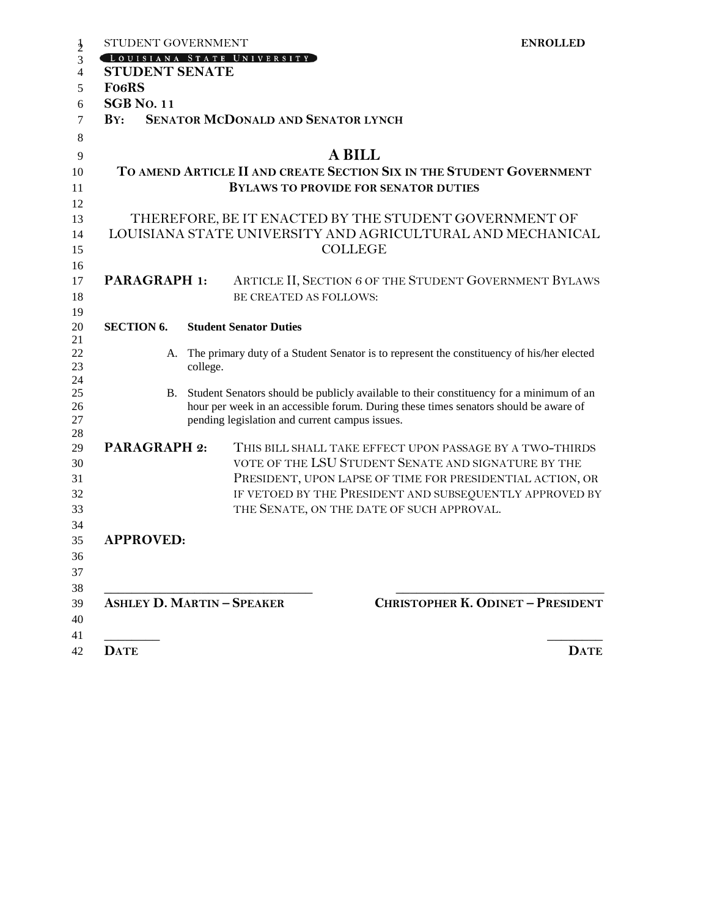STUDENT GOVERNMENT **ENROLLED**

LOUISIANA STATE UNIVERSITY

**STUDENT SENATE**

**F06RS**

**SGB NO. 11**

**BY: SENATOR MCDONALD AND SENATOR LYNCH**

# A BILL

## TO AMEND ARTICLE II AND CREATE SECTION SIX IN THE STUDENT GOVERNMENT BYLAWS TO PROVIDE FOR SENATOR DUTIES

THEREFORE, BE IT ENACTED BY THE STUDENT GOVERNMENT OF LOUISIANA STATE UNIVERSITY AND AGRICULTURAL AND MECHANICAL COLLEGE

**PARAGRAPH 1:** ARTICLE II, SECTION 6 OF THE STUDENT GOVERNMENT BYLAWS BE CREATED AS FOLLOWS:

**SECTION 6. Student Senator Duties**

A. The primary duty of a Student Senator is to represent the constituency of his/her elected college.

B. Student Senators should be publicly available to their constituency for a minimum of an hour per week in an accessible forum. During these times senators should be aware of pending legislation and current campus issues.

**PARAGRAPH 2:** THIS BILL SHALL TAKE EFFECT UPON PASSAGE BY A TWO-THIRDS VOTE OF THE LSU STUDENT SENATE AND SIGNATURE BY THE PRESIDENT, UPON LAPSE OF TIME FOR PRESIDENTIAL ACTION, OR IF VETOED BY THE PRESIDENT AND SUBSEQUENTLY APPROVED BY THE SENATE, ON THE DATE OF SUCH APPROVAL.

**APPROVED:**

\_\_\_\_\_\_\_\_\_\_\_\_\_\_\_\_\_\_\_\_\_\_\_\_\_\_\_\_\_\_ \_\_\_\_\_\_\_\_\_\_\_\_\_\_\_\_\_\_\_\_\_\_\_\_\_\_\_\_\_\_

**ASHLEY D. MARTIN – SPEAKER** **CHRISTOPHER K. ODINET – PRESIDENT**

\_\_\_\_\_\_\_\_ \_\_\_\_\_\_\_\_

**DATE** **DATE**